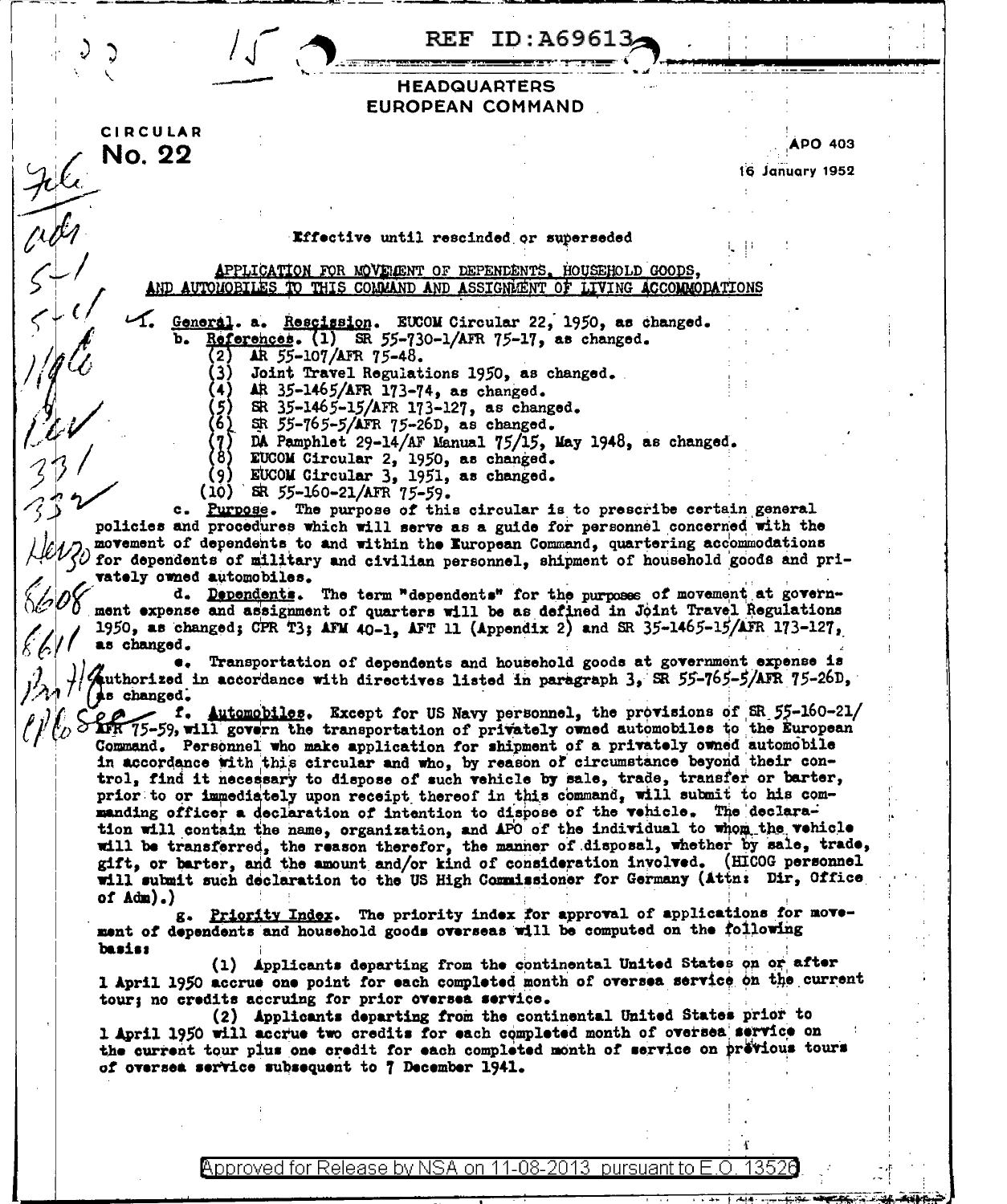REF ID:A69613

HEADQUARTERS
EUROPEAN COMMAND

CIRCULAR
**No. 22**

APO 403
16 January 1952

Effective until rescinded or superseded

APPLICATION FOR MOVEMENT OF DEPENDENTS, HOUSEHOLD GOODS, AND AUTOMOBILES TO THIS COMMAND AND ASSIGNMENT OF LIVING ACCOMMODATIONS

1. General. a. Rescission. EUCOM Circular 22, 1950, as changed.

b. References. (1) SR 55-730-1/AFR 75-17, as changed.
(2) AR 55-107/AFR 75-48.
(3) Joint Travel Regulations 1950, as changed.
(4) AR 35-1465/AFR 173-74, as changed.
(5) SR 35-1465-15/AFR 173-127, as changed.
(6) SR 55-765-5/AFR 75-26D, as changed.
(7) DA Pamphlet 29-14/AF Manual 75/15, May 1948, as changed.
(8) EUCOM Circular 2, 1950, as changed.
(9) EUCOM Circular 3, 1951, as changed.
(10) SR 55-160-21/AFR 75-59.

c. Purpose. The purpose of this circular is to prescribe certain general policies and procedures which will serve as a guide for personnel concerned with the movement of dependents to and within the European Command, quartering accommodations for dependents of military and civilian personnel, shipment of household goods and privately owned automobiles.

d. Dependents. The term "dependents" for the purposes of movement at government expense and assignment of quarters will be as defined in Joint Travel Regulations 1950, as changed; CPR T3; AFM 40-1, AFT 11 (Appendix 2) and SR 35-1465-15/AFR 173-127, as changed.

e. Transportation of dependents and household goods at government expense is authorized in accordance with directives listed in paragraph 3, SR 55-765-5/AFR 75-26D, as changed.

f. Automobiles. Except for US Navy personnel, the provisions of SR 55-160-21/AFR 75-59, will govern the transportation of privately owned automobiles to the European Command. Personnel who make application for shipment of a privately owned automobile in accordance with this circular and who, by reason of circumstance beyond their control, find it necessary to dispose of such vehicle by sale, trade, transfer or barter, prior to or immediately upon receipt thereof in this command, will submit to his commanding officer a declaration of intention to dispose of the vehicle. The declaration will contain the name, organization, and APO of the individual to whom the vehicle will be transferred, the reason therefor, the manner of disposal, whether by sale, trade, gift, or barter, and the amount and/or kind of consideration involved. (HICOG personnel will submit such declaration to the US High Commissioner for Germany (Attn: Dir, Office of Adm).)

g. Priority Index. The priority index for approval of applications for movement of dependents and household goods overseas will be computed on the following basis:

(1) Applicants departing from the continental United States on or after 1 April 1950 accrue one point for each completed month of oversea service on the current tour; no credits accruing for prior oversea service.

(2) Applicants departing from the continental United States prior to 1 April 1950 will accrue two credits for each completed month of oversea service on the current tour plus one credit for each completed month of service on previous tours of oversea service subsequent to 7 December 1941.

Approved for Release by NSA on 11-08-2013 pursuant to E.O. 13526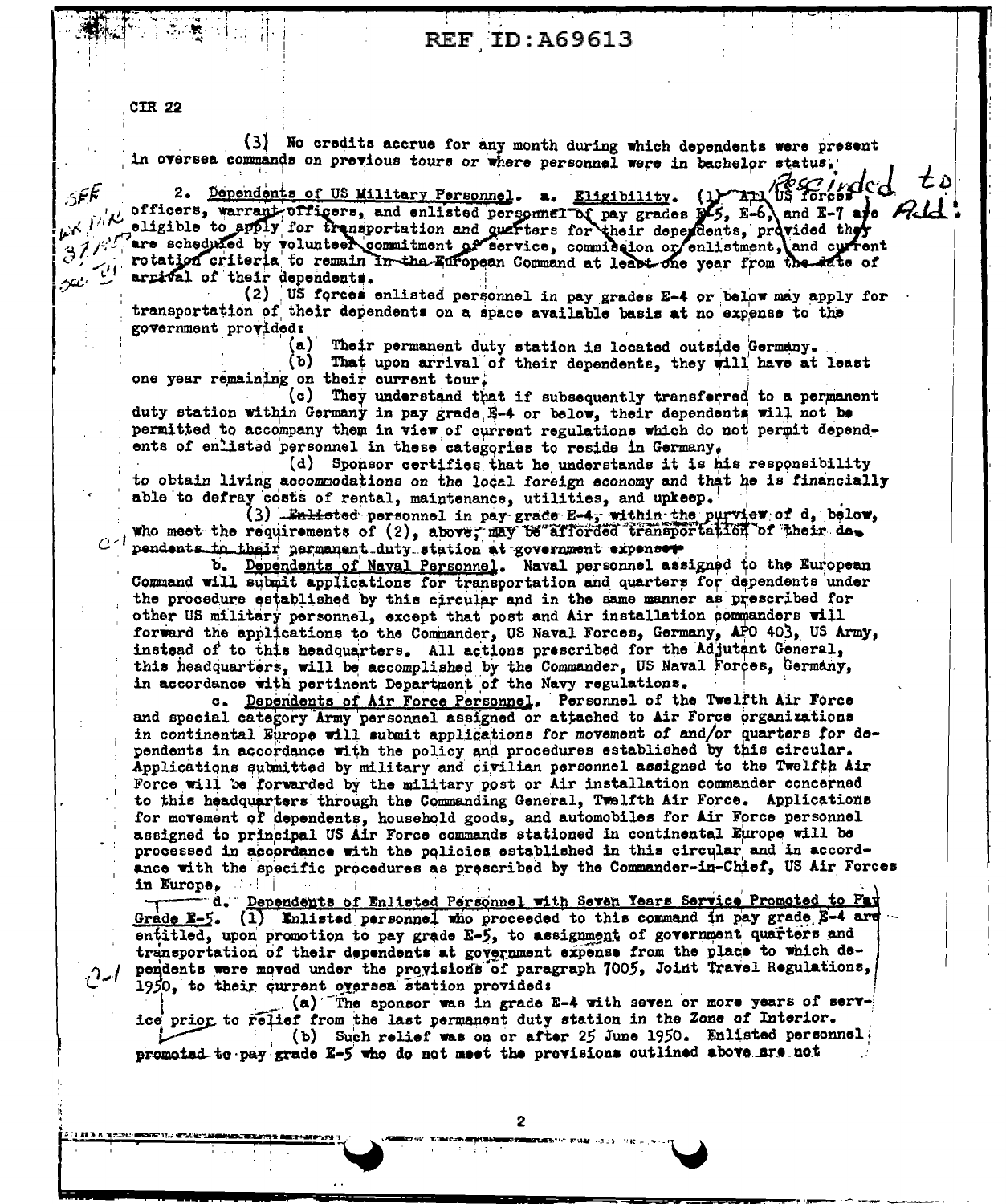CIR 22

(3) No credits accrue for any month during which dependents were present in oversea commands on previous tours or where personnel were in bachelor status.

2. Dependents of US Military Personnel. a. Eligibility. (1) All US forces officers, warrant officers, and enlisted personnel of pay grades E-5, E-6, and E-7 are eligible to apply for transportation and quarters for their dependents, provided they are scheduled by volunteer commitment of service, commission or enlistment, and current rotation criteria to remain in the European Command at least one year from the date of arrival of their dependents.

(2) US forces enlisted personnel in pay grades E-4 or below may apply for transportation of their dependents on a space available basis at no expense to the government provided:

(a) Their permanent duty station is located outside Germany.

(b) That upon arrival of their dependents, they will have at least one year remaining on their current tour.

(c) They understand that if subsequently transferred to a permanent duty station within Germany in pay grade E-4 or below, their dependents will not be permitted to accompany them in view of current regulations which do not permit dependents of enlisted personnel in these categories to reside in Germany.

(d) Sponsor certifies that he understands it is his responsibility to obtain living accommodations on the local foreign economy and that he is financially able to defray costs of rental, maintenance, utilities, and upkeep.

(3) Enlisted personnel in pay grade E-4, within the purview of d, below, who meet the requirements of (2), above, may be afforded transportation of their dependents to their permanent duty station at government expense.

b. Dependents of Naval Personnel. Naval personnel assigned to the European Command will submit applications for transportation and quarters for dependents under the procedure established by this circular and in the same manner as prescribed for other US military personnel, except that post and Air installation commanders will forward the applications to the Commander, US Naval Forces, Germany, APO 403, US Army, instead of to this headquarters. All actions prescribed for the Adjutant General, this headquarters, will be accomplished by the Commander, US Naval Forces, Germany, in accordance with pertinent Department of the Navy regulations.

c. Dependents of Air Force Personnel. Personnel of the Twelfth Air Force and special category Army personnel assigned or attached to Air Force organizations in continental Europe will submit applications for movement of and/or quarters for dependents in accordance with the policy and procedures established by this circular. Applications submitted by military and civilian personnel assigned to the Twelfth Air Force will be forwarded by the military post or Air installation commander concerned to this headquarters through the Commanding General, Twelfth Air Force. Applications for movement of dependents, household goods, and automobiles for Air Force personnel assigned to principal US Air Force commands stationed in continental Europe will be processed in accordance with the policies established in this circular and in accordance with the specific procedures as prescribed by the Commander-in-Chief, US Air Forces in Europe.

d. Dependents of Enlisted Personnel with Seven Years Service Promoted to Pay Grade E-5. (1) Enlisted personnel who proceeded to this command in pay grade E-4 are entitled, upon promotion to pay grade E-5, to assignment of government quarters and transportation of their dependents at government expense from the place to which dependents were moved under the provisions of paragraph 7005, Joint Travel Regulations, 1950, to their current oversea station provided:

(a) The sponsor was in grade E-4 with seven or more years of service prior to relief from the last permanent duty station in the Zone of Interior.

(b) Such relief was on or after 25 June 1950. Enlisted personnel promoted to pay grade E-5 who do not meet the provisions outlined above are not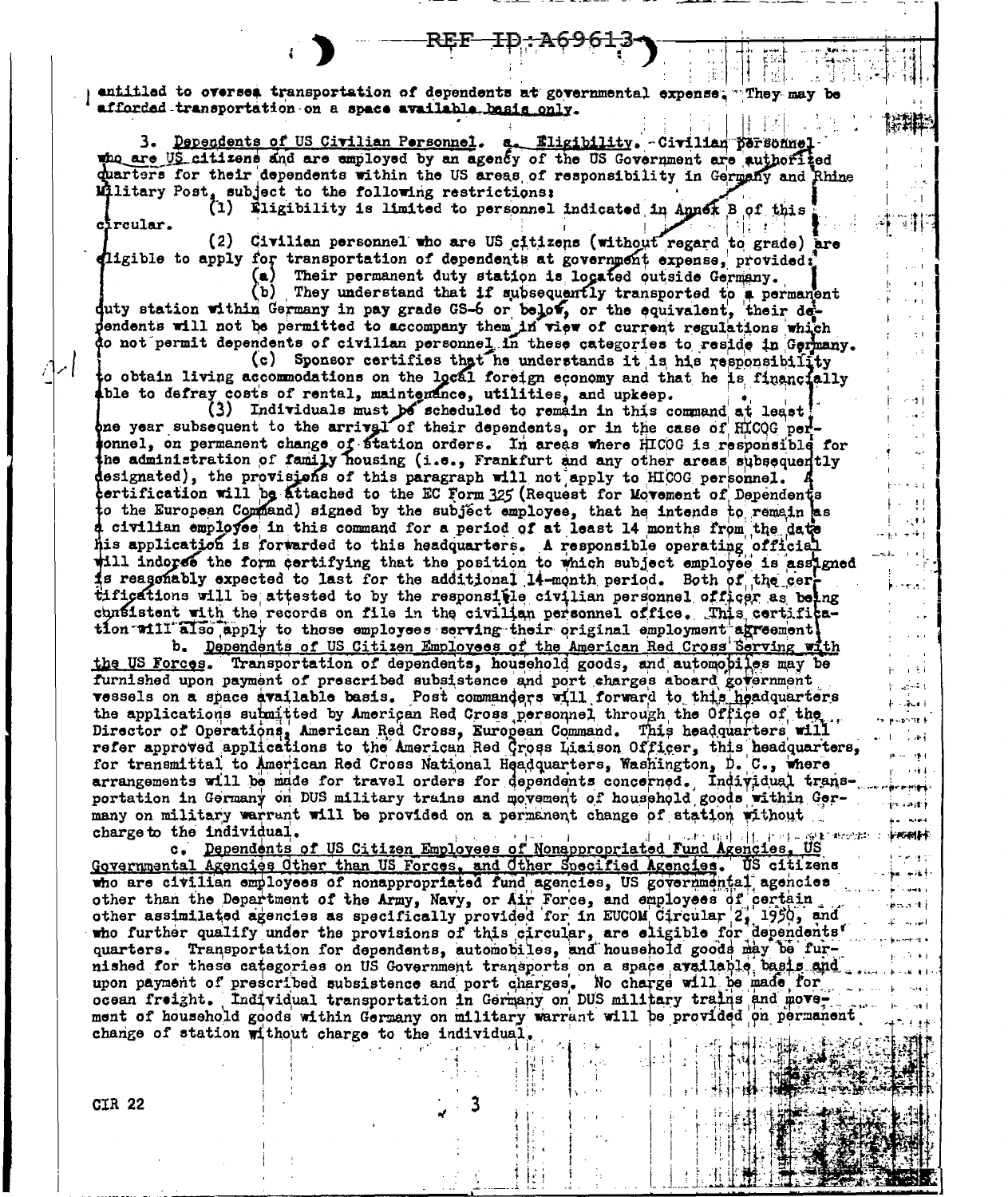entitled to oversea transportation of dependents at governmental expense. They may be afforded transportation on a space available basis only.

3. Dependents of US Civilian Personnel. a. Eligibility. Civilian personnel who are US citizens and are employed by an agency of the US Government are authorized quarters for their dependents within the US areas of responsibility in Germany and Rhine Military Post, subject to the following restrictions:

(1) Eligibility is limited to personnel indicated in Annex B of this circular.

(2) Civilian personnel who are US citizens (without regard to grade) are eligible to apply for transportation of dependents at government expense, provided:

(a) Their permanent duty station is located outside Germany.

(b) They understand that if subsequently transported to a permanent duty station within Germany in pay grade GS-6 or below, or the equivalent, their dependents will not be permitted to accompany them in view of current regulations which do not permit dependents of civilian personnel in these categories to reside in Germany.

(c) Sponsor certifies that he understands it is his responsibility to obtain living accommodations on the local foreign economy and that he is financially able to defray costs of rental, maintenance, utilities, and upkeep.

(3) Individuals must be scheduled to remain in this command at least one year subsequent to the arrival of their dependents, or in the case of HICOG personnel, on permanent change of station orders. In areas where HICOG is responsible for the administration of family housing (i.e., Frankfurt and any other areas subsequently designated), the provisions of this paragraph will not apply to HICOG personnel. A certification will be attached to the EC Form 325 (Request for Movement of Dependents to the European Command) signed by the subject employee, that he intends to remain as a civilian employee in this command for a period of at least 14 months from the date his application is forwarded to this headquarters. A responsible operating official will indorse the form certifying that the position to which subject employee is assigned is reasonably expected to last for the additional 14-month period. Both of the certifications will be attested to by the responsible civilian personnel officer as being consistent with the records on file in the civilian personnel office. This certification will also apply to those employees serving their original employment agreement.

b. Dependents of US Citizen Employees of the American Red Cross Serving with the US Forces. Transportation of dependents, household goods, and automobiles may be furnished upon payment of prescribed subsistence and port charges aboard government vessels on a space available basis. Post commanders will forward to this headquarters the applications submitted by American Red Cross personnel through the Office of the Director of Operations, American Red Cross, European Command. This headquarters will refer approved applications to the American Red Cross Liaison Officer, this headquarters, for transmittal to American Red Cross National Headquarters, Washington, D. C., where arrangements will be made for travel orders for dependents concerned. Individual transportation in Germany on DUS military trains and movement of household goods within Germany on military warrant will be provided on a permanent change of station without charge to the individual.

c. Dependents of US Citizen Employees of Nonappropriated Fund Agencies, US Governmental Agencies Other than US Forces, and Other Specified Agencies. US citizens who are civilian employees of nonappropriated fund agencies, US governmental agencies other than the Department of the Army, Navy, or Air Force, and employees of certain other assimilated agencies as specifically provided for in EUCOM Circular 2, 1950, and who further qualify under the provisions of this circular, are eligible for dependents' quarters. Transportation for dependents, automobiles, and household goods may be furnished for these categories on US Government transports on a space available basis and upon payment of prescribed subsistence and port charges. No charge will be made for ocean freight. Individual transportation in Germany on DUS military trains and movement of household goods within Germany on military warrant will be provided on permanent change of station without charge to the individual.

CIR 22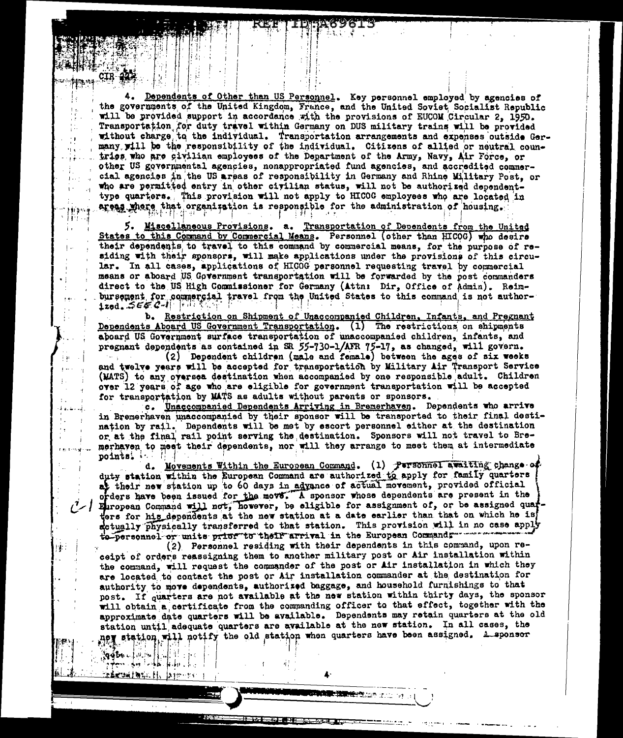CIR 22

4. Dependents of Other than US Personnel. Key personnel employed by agencies of the governments of the United Kingdom, France, and the United Soviet Socialist Republic will be provided support in accordance with the provisions of EUCOM Circular 2, 1950. Transportation for duty travel within Germany on DUS military trains will be provided without charge to the individual. Transportation arrangements and expenses outside Germany will be the responsibility of the individual. Citizens of allied or neutral countries who are civilian employees of the Department of the Army, Navy, Air Force, or other US governmental agencies, nonappropriated fund agencies, and accredited commercial agencies in the US areas of responsibility in Germany and Rhine Military Post, or who are permitted entry in other civilian status, will not be authorized dependent-type quarters. This provision will not apply to HICOG employees who are located in areas where that organization is responsible for the administration of housing.

5. Miscellaneous Provisions. a. Transportation of Dependents from the United States to this Command by Commercial Means. Personnel (other than HICOG) who desire their dependents to travel to this command by commercial means, for the purpose of residing with their sponsors, will make applications under the provisions of this circular. In all cases, applications of HICOG personnel requesting travel by commercial means or aboard US Government transportation will be forwarded by the post commanders direct to the US High Commissioner for Germany (Attn: Dir, Office of Admin). Reimbursement for commercial travel from the United States to this command is not authorized. SEE C-1

b. Restriction on Shipment of Unaccompanied Children, Infants, and Pregnant Dependents Aboard US Government Transportation. (1) The restrictions on shipments aboard US Government surface transportation of unaccompanied children, infants, and pregnant dependents as contained in SR 55-730-1/AFR 75-17, as changed, will govern.

(2) Dependent children (male and female) between the ages of six weeks and twelve years will be accepted for transportation by Military Air Transport Service (MATS) to any oversea destination when accompanied by one responsible adult. Children over 12 years of age who are eligible for government transportation will be accepted for transportation by MATS as adults without parents or sponsors.

c. Unaccompanied Dependents Arriving in Bremerhaven. Dependents who arrive in Bremerhaven unaccompanied by their sponsor will be transported to their final destination by rail. Dependents will be met by escort personnel either at the destination or at the final rail point serving the destination. Sponsors will not travel to Bremerhaven to meet their dependents, nor will they arrange to meet them at intermediate points.

d. Movements Within the European Command. (1) Personnel awaiting change of duty station within the European Command are authorized to apply for family quarters at their new station up to 60 days in advance of actual movement, provided official orders have been issued for the move. A sponsor whose dependents are present in the European Command will not, however, be eligible for assignment of, or be assigned quarters for his dependents at the new station at a date earlier than that on which he is actually physically transferred to that station. ~~This provision will in no case apply to personnel or units prior to their arrival in the European Command.~~ C-1

(2) Personnel residing with their dependents in this command, upon receipt of orders reassigning them to another military post or Air installation within the command, will request the commander of the post or Air installation in which they are located to contact the post or Air installation commander at the destination for authority to move dependents, authorized baggage, and household furnishings to that post. If quarters are not available at the new station within thirty days, the sponsor will obtain a certificate from the commanding officer to that effect, together with the approximate date quarters will be available. Dependents may retain quarters at the old station until adequate quarters are available at the new station. In all cases, the new station will notify the old station when quarters have been assigned. A sponsor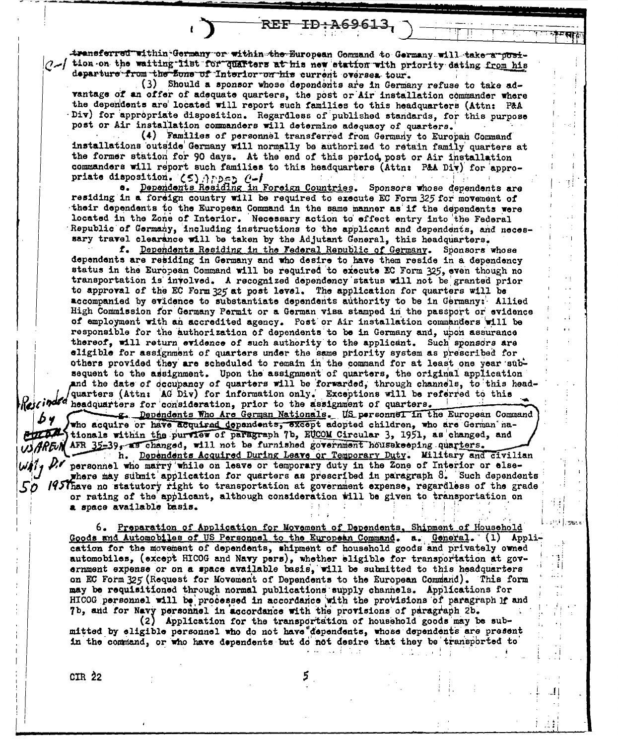transferred within Germany or within the European Command to Germany will take a position on the waiting list for quarters at his new station with priority dating from his departure from the Zone of Interior on his current oversea tour.

(3) Should a sponsor whose dependents are in Germany refuse to take advantage of an offer of adequate quarters, the post or Air installation commander where the dependents are located will report such families to this headquarters (Attn: P&A Div) for appropriate disposition. Regardless of published standards, for this purpose post or Air installation commanders will determine adequacy of quarters.

(4) Families of personnel transferred from Germany to European Command installations outside Germany will normally be authorized to retain family quarters at the former station for 90 days. At the end of this period, post or Air installation commanders will report such families to this headquarters (Attn: P&A Div) for appropriate disposition. (5) Added C-1

e. Dependents Residing in Foreign Countries. Sponsors whose dependents are residing in a foreign country will be required to execute EC Form 325 for movement of their dependents to the European Command in the same manner as if the dependents were located in the Zone of Interior. Necessary action to effect entry into the Federal Republic of Germany, including instructions to the applicant and dependents, and necessary travel clearance will be taken by the Adjutant General, this headquarters.

f. Dependents Residing in the Federal Republic of Germany. Sponsors whose dependents are residing in Germany and who desire to have them reside in a dependency status in the European Command will be required to execute EC Form 325, even though no transportation is involved. A recognized dependency status will not be granted prior to approval of the EC Form 325 at post level. The application for quarters will be accompanied by evidence to substantiate dependents authority to be in Germany: Allied High Commission for Germany Permit or a German visa stamped in the passport or evidence of employment with an accredited agency. Post or Air installation commanders will be responsible for the authorization of dependents to be in Germany and, upon assurance thereof, will return evidence of such authority to the applicant. Such sponsors are eligible for assignment of quarters under the same priority system as prescribed for others provided they are scheduled to remain in the command for at least one year subsequent to the assignment. Upon the assignment of quarters, the original application and the date of occupancy of quarters will be forwarded, through channels, to this headquarters (Attn: AG Div) for information only. Exceptions will be referred to this headquarters for consideration, prior to the assignment of quarters.

g. Dependents Who Are German Nationals. US personnel in the European Command who acquire or have acquired dependents, except adopted children, who are German nationals within the purview of paragraph 7b, EUCOM Circular 3, 1951, as changed, and AFR 35-39, as changed, will not be furnished government housekeeping quarters.

Rescinded by EUCOM/USAREUR Wkly Dir 50 1951

h. Dependents Acquired During Leave or Temporary Duty. Military and civilian personnel who marry while on leave or temporary duty in the Zone of Interior or elsewhere may submit application for quarters as prescribed in paragraph 8. Such dependents have no statutory right to transportation at government expense, regardless of the grade or rating of the applicant, although consideration will be given to transportation on a space available basis.

6. Preparation of Application for Movement of Dependents, Shipment of Household Goods and Automobiles of US Personnel to the European Command. a. General. (1) Application for the movement of dependents, shipment of household goods and privately owned automobiles, (except HICOG and Navy pers), whether eligible for transportation at government expense or on a space available basis, will be submitted to this headquarters on EC Form 325 (Request for Movement of Dependents to the European Command). This form may be requisitioned through normal publications supply channels. Applications for HICOG personnel will be processed in accordance with the provisions of paragraph 1f and 7b, and for Navy personnel in accordance with the provisions of paragraph 2b.

(2) Application for the transportation of household goods may be submitted by eligible personnel who do not have dependents, whose dependents are present in the command, or who have dependents but do not desire that they be transported to

CIR 22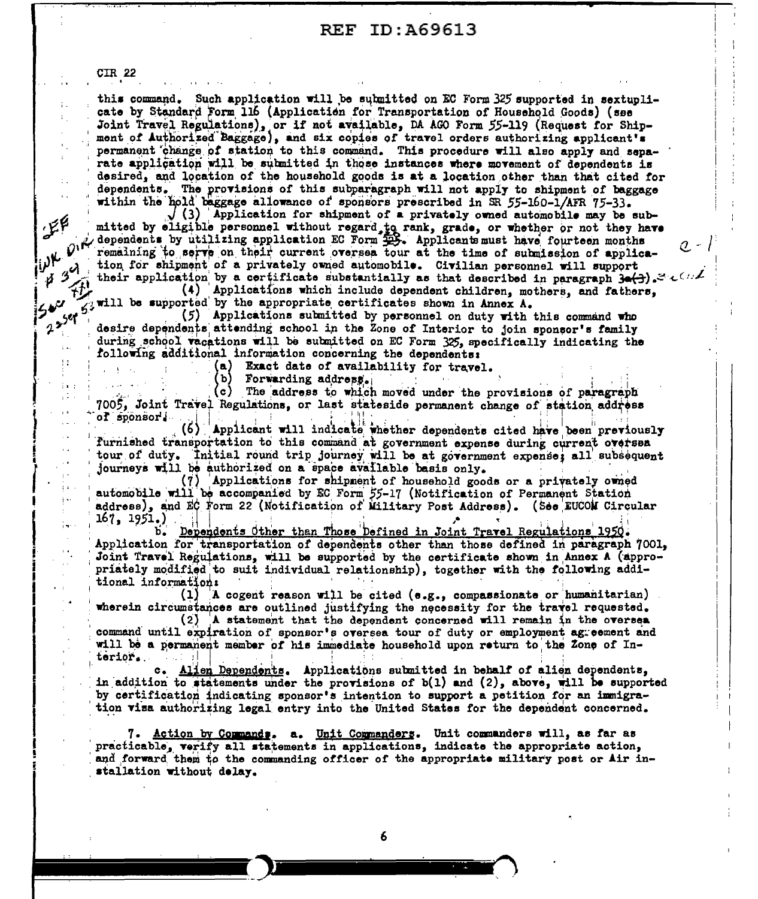CIR 22

this command. Such application will be submitted on EC Form 325 supported in sextuplicate by Standard Form 116 (Application for Transportation of Household Goods) (see Joint Travel Regulations), or if not available, DA AGO Form 55-119 (Request for Shipment of Authorized Baggage), and six copies of travel orders authorizing applicant's permanent change of station to this command. This procedure will also apply and separate application will be submitted in those instances where movement of dependents is desired, and location of the household goods is at a location other than that cited for dependents. The provisions of this subparagraph will not apply to shipment of baggage within the hold baggage allowance of sponsors prescribed in SR 55-160-1/AFR 75-33.

(3) Application for shipment of a privately owned automobile may be submitted by eligible personnel without regard to rank, grade, or whether or not they have dependents by utilizing application EC Form 325. Applicants must have fourteen months remaining to serve on their current oversea tour at the time of submission of application for shipment of a privately owned automobile. Civilian personnel will support their application by a certificate substantially as that described in paragraph 3e(3).

(4) Applications which include dependent children, mothers, and fathers, will be supported by the appropriate certificates shown in Annex A.

(5) Applications submitted by personnel on duty with this command who desire dependents attending school in the Zone of Interior to join sponsor's family during school vacations will be submitted on EC Form 325, specifically indicating the following additional information concerning the dependents:

(a) Exact date of availability for travel.

(b) Forwarding address.

(c) The address to which moved under the provisions of paragraph 7005, Joint Travel Regulations, or last stateside permanent change of station address of sponsor.

(6) Applicant will indicate whether dependents cited have been previously furnished transportation to this command at government expense during current oversea tour of duty. Initial round trip journey will be at government expense; all subsequent journeys will be authorized on a space available basis only.

(7) Applications for shipment of household goods or a privately owned automobile will be accompanied by EC Form 55-17 (Notification of Permanent Station address), and EC Form 22 (Notification of Military Post Address). (See EUCOM Circular 167, 1951.)

b. Dependents Other than Those Defined in Joint Travel Regulations 1950. Application for transportation of dependents other than those defined in paragraph 7001, Joint Travel Regulations, will be supported by the certificate shown in Annex A (appropriately modified to suit individual relationship), together with the following additional information:

(1) A cogent reason will be cited (e.g., compassionate or humanitarian) wherein circumstances are outlined justifying the necessity for the travel requested.

(2) A statement that the dependent concerned will remain in the oversea command until expiration of sponsor's oversea tour of duty or employment agreement and will be a permanent member of his immediate household upon return to the Zone of Interior.

c. Alien Dependents. Applications submitted in behalf of alien dependents, in addition to statements under the provisions of b(1) and (2), above, will be supported by certification indicating sponsor's intention to support a petition for an immigration visa authorizing legal entry into the United States for the dependent concerned.

7. Action by Commands. a. Unit Commanders. Unit commanders will, as far as practicable, verify all statements in applications, indicate the appropriate action, and forward them to the commanding officer of the appropriate military post or Air installation without delay.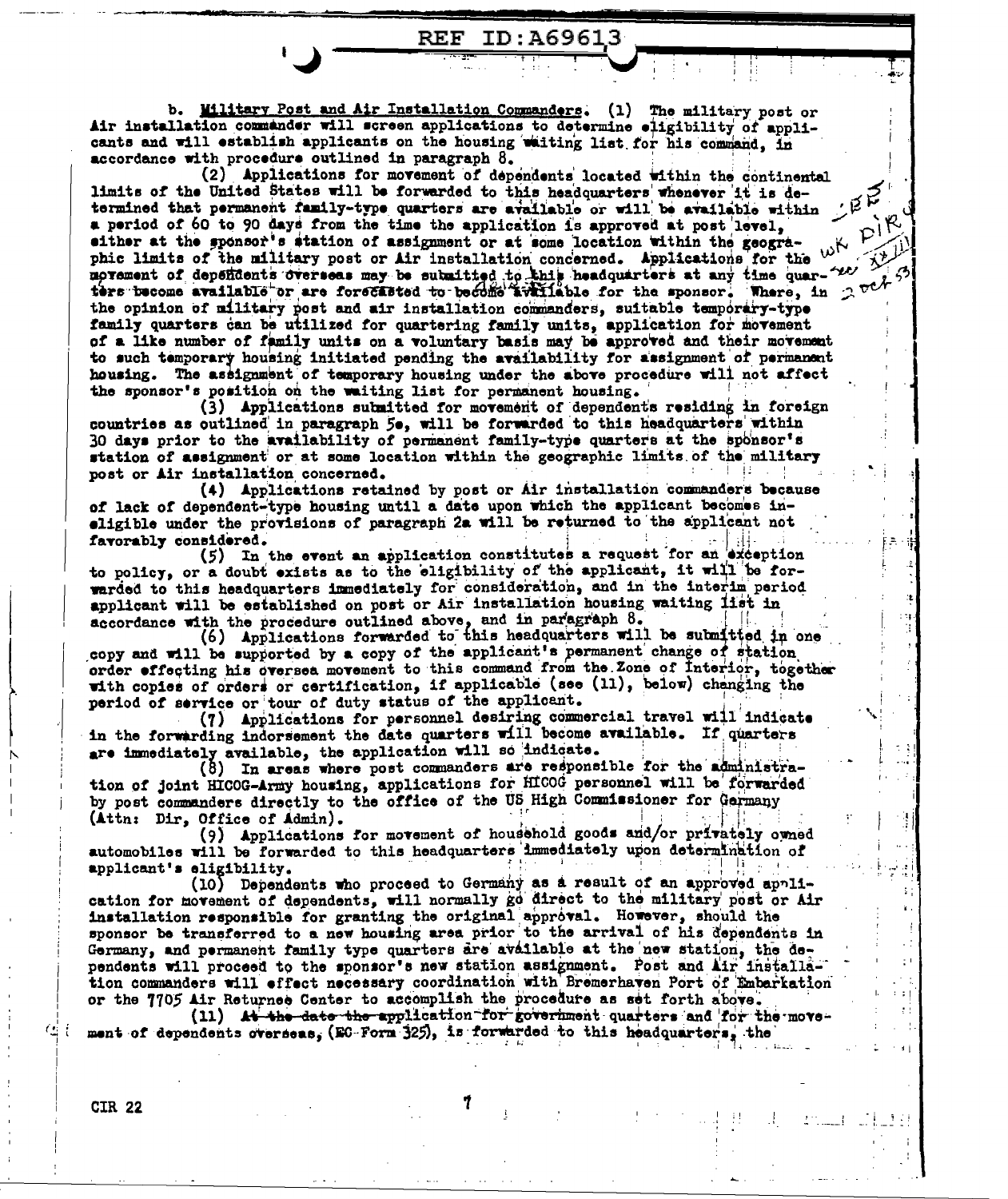b. **Military Post and Air Installation Commanders.** (1) The military post or Air installation commander will screen applications to determine eligibility of applicants and will establish applicants on the housing waiting list for his command, in accordance with procedure outlined in paragraph 8.

(2) Applications for movement of dependents located within the continental limits of the United States will be forwarded to this headquarters whenever it is determined that permanent family-type quarters are available or will be available within a period of 60 to 90 days from the time the application is approved at post level, either at the sponsor's station of assignment or at some location within the geographic limits of the military post or Air installation concerned. Applications for the movement of dependents overseas may be submitted to this headquarters at any time quarters become available or are forecasted to become available for the sponsor. Where, in the opinion of military post and air installation commanders, suitable temporary-type family quarters can be utilized for quartering family units, application for movement of a like number of family units on a voluntary basis may be approved and their movement to such temporary housing initiated pending the availability for assignment of permanent housing. The assignment of temporary housing under the above procedure will not affect the sponsor's position on the waiting list for permanent housing.

(3) Applications submitted for movement of dependents residing in foreign countries as outlined in paragraph 5e, will be forwarded to this headquarters within 30 days prior to the availability of permanent family-type quarters at the sponsor's station of assignment or at some location within the geographic limits of the military post or Air installation concerned.

(4) Applications retained by post or Air installation commanders because of lack of dependent-type housing until a date upon which the applicant becomes ineligible under the provisions of paragraph 2a will be returned to the applicant not favorably considered.

(5) In the event an application constitutes a request for an exception to policy, or a doubt exists as to the eligibility of the applicant, it will be forwarded to this headquarters immediately for consideration, and in the interim period applicant will be established on post or Air installation housing waiting list in accordance with the procedure outlined above, and in paragraph 8.

(6) Applications forwarded to this headquarters will be submitted in one copy and will be supported by a copy of the applicant's permanent change of station order effecting his oversea movement to this command from the Zone of Interior, together with copies of orders or certification, if applicable (see (11), below) changing the period of service or tour of duty status of the applicant.

(7) Applications for personnel desiring commercial travel will indicate in the forwarding indorsement the date quarters will become available. If quarters are immediately available, the application will so indicate.

(8) In areas where post commanders are responsible for the administration of joint HICOG-Army housing, applications for HICOG personnel will be forwarded by post commanders directly to the office of the US High Commissioner for Germany (Attn: Dir, Office of Admin).

(9) Applications for movement of household goods and/or privately owned automobiles will be forwarded to this headquarters immediately upon determination of applicant's eligibility.

(10) Dependents who proceed to Germany as a result of an approved application for movement of dependents, will normally go direct to the military post or Air installation responsible for granting the original approval. However, should the sponsor be transferred to a new housing area prior to the arrival of his dependents in Germany, and permanent family type quarters are available at the new station, the dependents will proceed to the sponsor's new station assignment. Post and Air installation commanders will effect necessary coordination with Bremerhaven Port of Embarkation or the 7705 Air Returnee Center to accomplish the procedure as set forth above.

(11) ~~At the date the application for government quarters and for the~~ movement of dependents overseas, (EC Form 325), is forwarded to this headquarters, the

CIR 22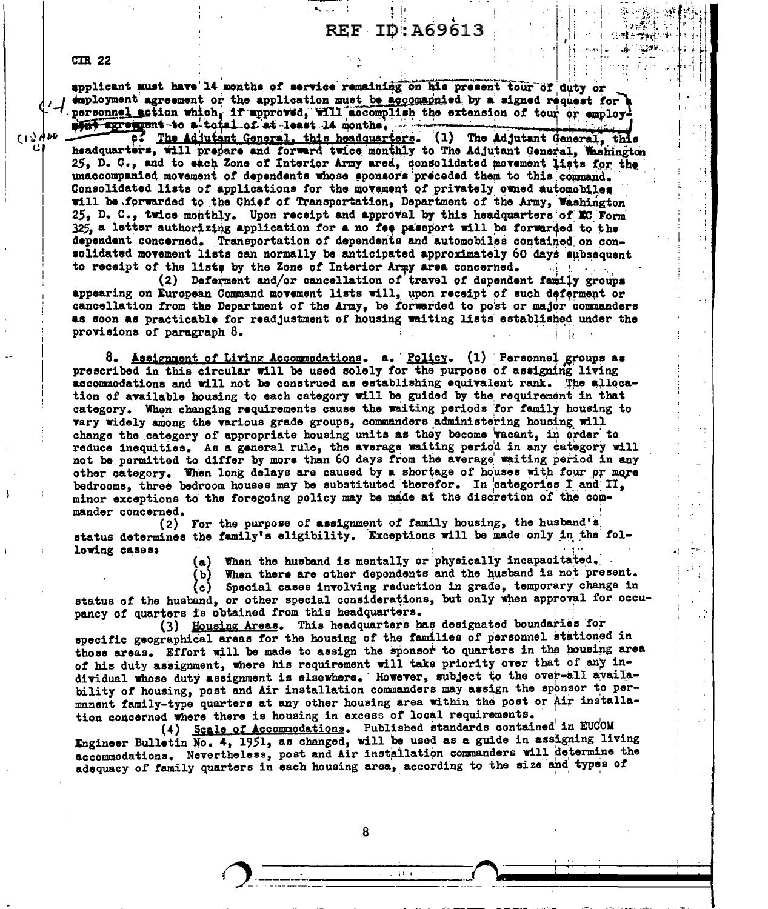applicant must have 14 months of service remaining on his present tour of duty or employment agreement or the application must be accompanied by a signed request for a personnel action which, if approved, will accomplish the extension of tour or employment agreement to a total of at least 14 months.

c. The Adjutant General, this headquarters. (1) The Adjutant General, this headquarters, will prepare and forward twice monthly to The Adjutant General, Washington 25, D. C., and to each Zone of Interior Army area, consolidated movement lists for the unaccompanied movement of dependents whose sponsors preceded them to this command. Consolidated lists of applications for the movement of privately owned automobiles will be forwarded to the Chief of Transportation, Department of the Army, Washington 25, D. C., twice monthly. Upon receipt and approval by this headquarters of EC Form 325, a letter authorizing application for a no fee passport will be forwarded to the dependent concerned. Transportation of dependents and automobiles contained on consolidated movement lists can normally be anticipated approximately 60 days subsequent to receipt of the lists by the Zone of Interior Army area concerned.

(2) Deferment and/or cancellation of travel of dependent family groups appearing on European Command movement lists will, upon receipt of such deferment or cancellation from the Department of the Army, be forwarded to post or major commanders as soon as practicable for readjustment of housing waiting lists established under the provisions of paragraph 8.

8. Assignment of Living Accommodations. a. Policy. (1) Personnel groups as prescribed in this circular will be used solely for the purpose of assigning living accommodations and will not be construed as establishing equivalent rank. The allocation of available housing to each category will be guided by the requirement in that category. When changing requirements cause the waiting periods for family housing to vary widely among the various grade groups, commanders administering housing will change the category of appropriate housing units as they become vacant, in order to reduce inequities. As a general rule, the average waiting period in any category will not be permitted to differ by more than 60 days from the average waiting period in any other category. When long delays are caused by a shortage of houses with four or more bedrooms, three bedroom houses may be substituted therefor. In categories I and II, minor exceptions to the foregoing policy may be made at the discretion of the commander concerned.

(2) For the purpose of assignment of family housing, the husband's status determines the family's eligibility. Exceptions will be made only in the following cases:

(a) When the husband is mentally or physically incapacitated.

(b) When there are other dependents and the husband is not present.

(c) Special cases involving reduction in grade, temporary change in status of the husband, or other special considerations, but only when approval for occupancy of quarters is obtained from this headquarters.

(3) Housing Areas. This headquarters has designated boundaries for specific geographical areas for the housing of the families of personnel stationed in those areas. Effort will be made to assign the sponsor to quarters in the housing area of his duty assignment, where his requirement will take priority over that of any individual whose duty assignment is elsewhere. However, subject to the over-all availability of housing, post and Air installation commanders may assign the sponsor to permanent family-type quarters at any other housing area within the post or Air installation concerned where there is housing in excess of local requirements.

(4) Scale of Accommodations. Published standards contained in EUCOM Engineer Bulletin No. 4, 1951, as changed, will be used as a guide in assigning living accommodations. Nevertheless, post and Air installation commanders will determine the adequacy of family quarters in each housing area, according to the size and types of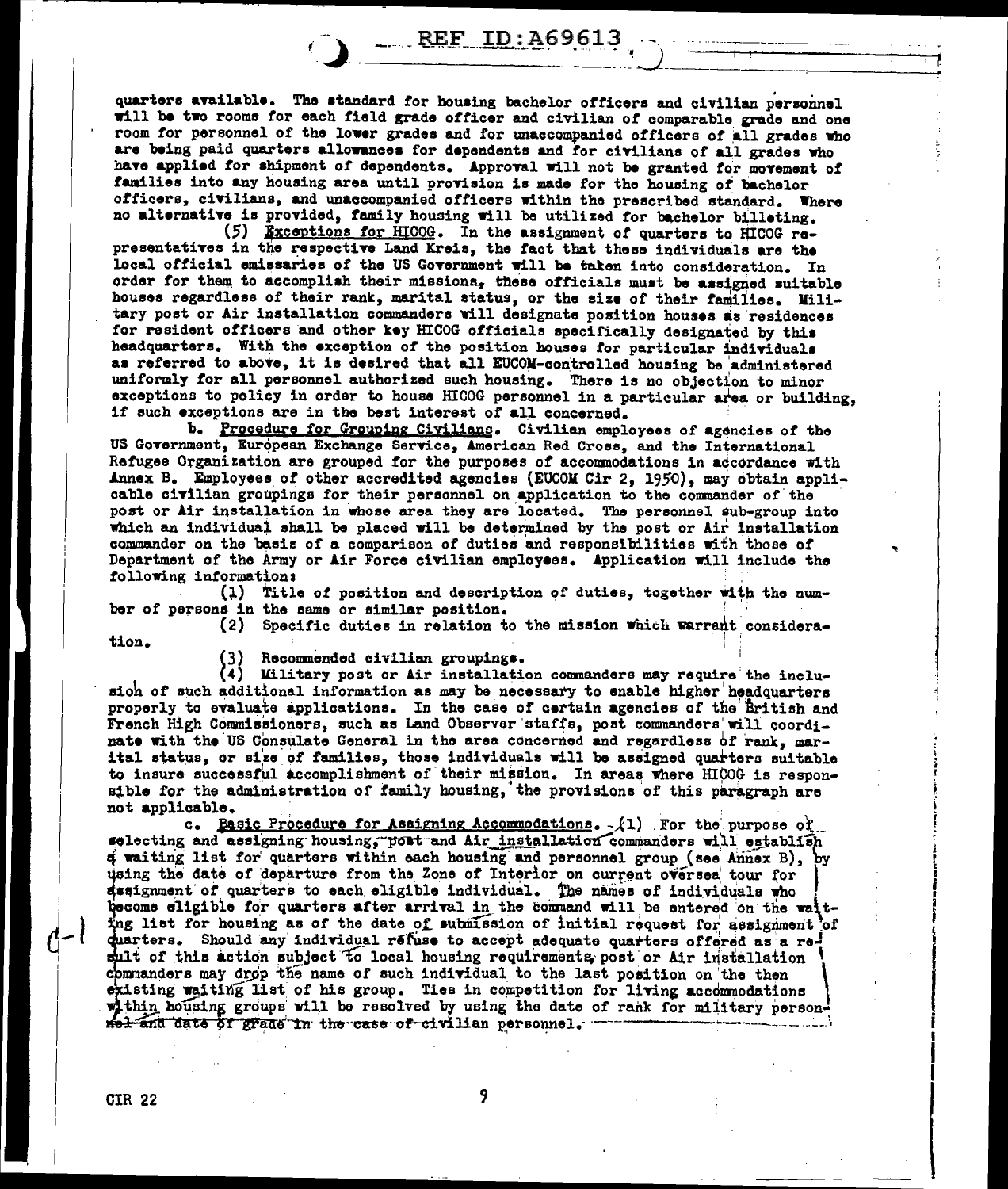quarters available. The standard for housing bachelor officers and civilian personnel will be two rooms for each field grade officer and civilian of comparable grade and one room for personnel of the lower grades and for unaccompanied officers of all grades who are being paid quarters allowances for dependents and for civilians of all grades who have applied for shipment of dependents. Approval will not be granted for movement of families into any housing area until provision is made for the housing of bachelor officers, civilians, and unaccompanied officers within the prescribed standard. Where no alternative is provided, family housing will be utilized for bachelor billeting.

(5) Exceptions for HICOG. In the assignment of quarters to HICOG representatives in the respective Land Kreis, the fact that these individuals are the local official emissaries of the US Government will be taken into consideration. In order for them to accomplish their missions, these officials must be assigned suitable houses regardless of their rank, marital status, or the size of their families. Military post or Air installation commanders will designate position houses as residences for resident officers and other key HICOG officials specifically designated by this headquarters. With the exception of the position houses for particular individuals as referred to above, it is desired that all EUCOM-controlled housing be administered uniformly for all personnel authorized such housing. There is no objection to minor exceptions to policy in order to house HICOG personnel in a particular area or building, if such exceptions are in the best interest of all concerned.

b. Procedure for Grouping Civilians. Civilian employees of agencies of the US Government, European Exchange Service, American Red Cross, and the International Refugee Organization are grouped for the purposes of accommodations in accordance with Annex B. Employees of other accredited agencies (EUCOM Cir 2, 1950), may obtain applicable civilian groupings for their personnel on application to the commander of the post or Air installation in whose area they are located. The personnel sub-group into which an individual shall be placed will be determined by the post or Air installation commander on the basis of a comparison of duties and responsibilities with those of Department of the Army or Air Force civilian employees. Application will include the following information:

(1) Title of position and description of duties, together with the number of persons in the same or similar position.

(2) Specific duties in relation to the mission which warrant consideration.

(3) Recommended civilian groupings.

(4) Military post or Air installation commanders may require the inclusion of such additional information as may be necessary to enable higher headquarters properly to evaluate applications. In the case of certain agencies of the British and French High Commissioners, such as Land Observer staffs, post commanders will coordinate with the US Consulate General in the area concerned and regardless of rank, marital status, or size of families, those individuals will be assigned quarters suitable to insure successful accomplishment of their mission. In areas where HICOG is responsible for the administration of family housing, the provisions of this paragraph are not applicable.

c. Basic Procedure for Assigning Accommodations. (1) For the purpose of selecting and assigning housing, post and Air installation commanders will establish a waiting list for quarters within each housing and personnel group (see Annex B), by using the date of departure from the Zone of Interior on current oversea tour for assignment of quarters to each eligible individual. The names of individuals who become eligible for quarters after arrival in the command will be entered on the waiting list for housing as of the date of submission of initial request for assignment of quarters. Should any individual refuse to accept adequate quarters offered as a result of this action subject to local housing requirements, post or Air installation commanders may drop the name of such individual to the last position on the then existing waiting list of his group. Ties in competition for living accommodations within housing groups will be resolved by using the date of rank for military personnel and date of grade in the case of civilian personnel.

CIR 22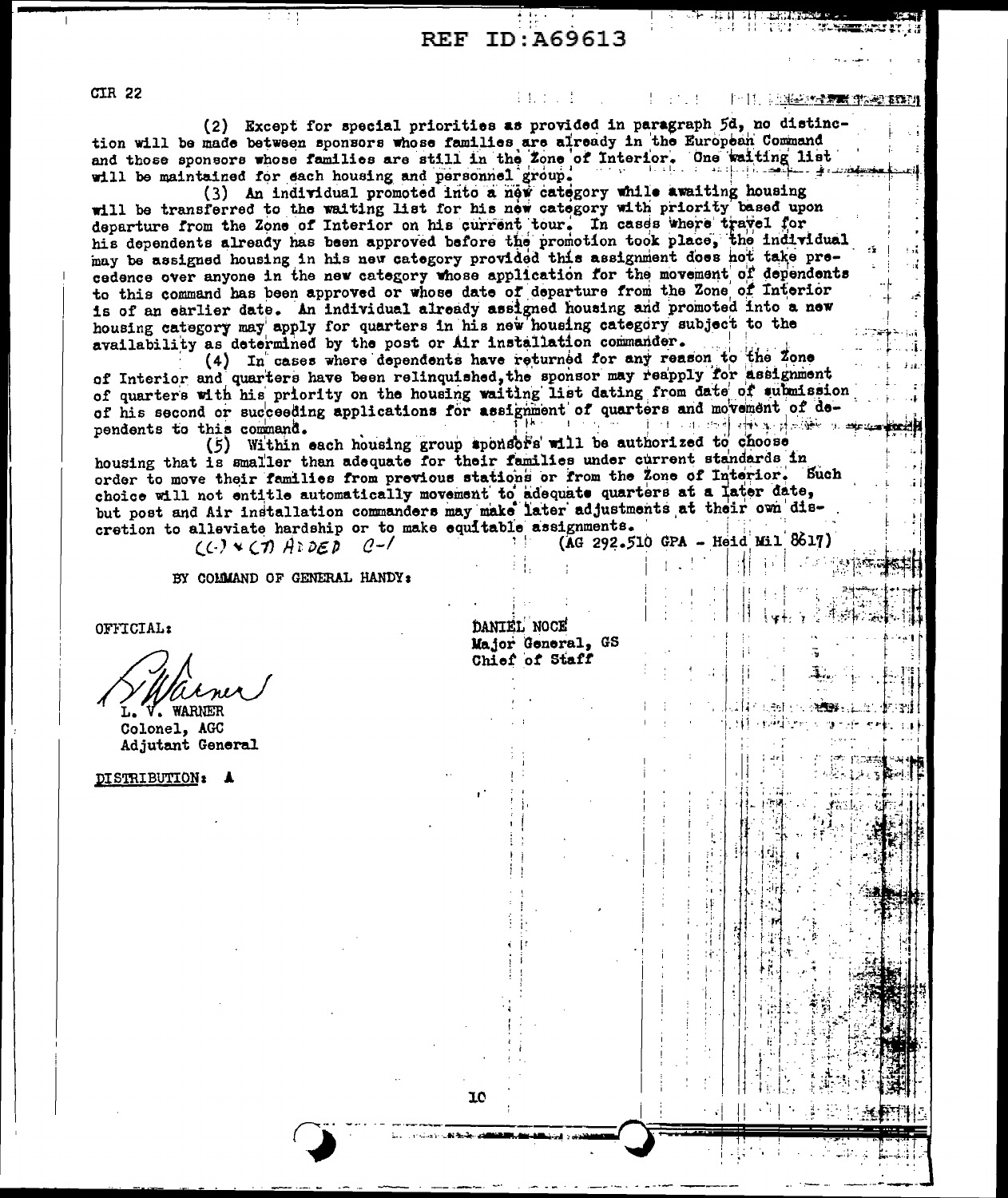CIR 22

(2) Except for special priorities as provided in paragraph 5d, no distinction will be made between sponsors whose families are already in the European Command and those sponsors whose families are still in the Zone of Interior. One waiting list will be maintained for each housing and personnel group.

(3) An individual promoted into a new category while awaiting housing will be transferred to the waiting list for his new category with priority based upon departure from the Zone of Interior on his current tour. In cases where travel for his dependents already has been approved before the promotion took place, the individual may be assigned housing in his new category provided this assignment does not take precedence over anyone in the new category whose application for the movement of dependents to this command has been approved or whose date of departure from the Zone of Interior is of an earlier date. An individual already assigned housing and promoted into a new housing category may apply for quarters in his new housing category subject to the availability as determined by the post or Air installation commander.

(4) In cases where dependents have returned for any reason to the Zone of Interior and quarters have been relinquished, the sponsor may reapply for assignment of quarters with his priority on the housing waiting list dating from date of submission of his second or succeeding applications for assignment of quarters and movement of dependents to this command.

(5) Within each housing group sponsors will be authorized to choose housing that is smaller than adequate for their families under current standards in order to move their families from previous stations or from the Zone of Interior. Such choice will not entitle automatically movement to adequate quarters at a later date, but post and Air installation commanders may make later adjustments at their own discretion to alleviate hardship or to make equitable assignments.

(C) + (7) ADDED C-1

(AG 292.510 GPA - Heid Mil 8617)

BY COMMAND OF GENERAL HANDY:

OFFICIAL:

L. V. Warner

L. V. WARNER
Colonel, AGC
Adjutant General

DANIEL NOCE
Major General, GS
Chief of Staff

DISTRIBUTION: A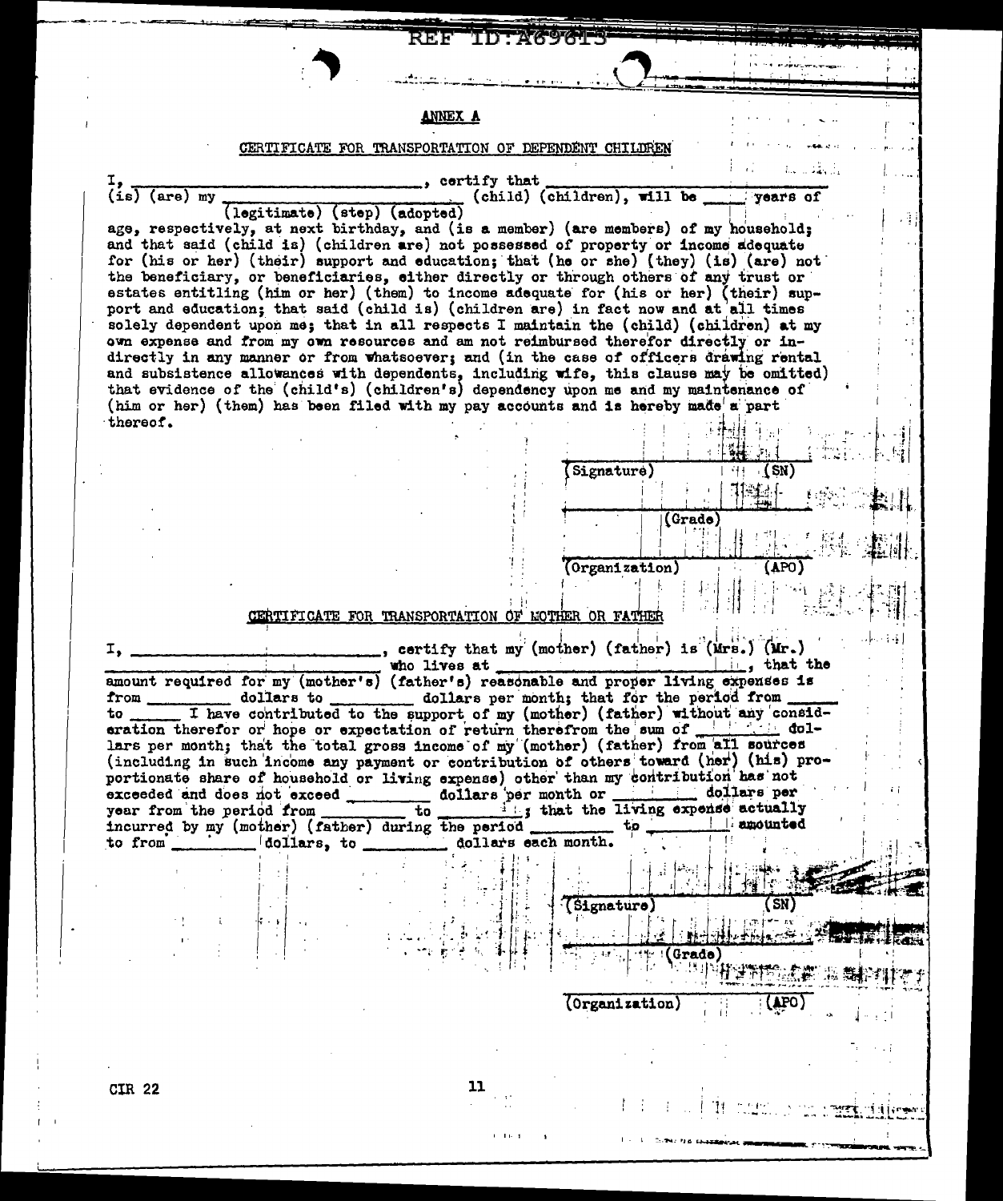## ANNEX A

### CERTIFICATE FOR TRANSPORTATION OF DEPENDENT CHILDREN

I, ______________________________, certify that ______________________________ (is) (are) my ______________________________ (child) (children), will be _____ years of
(legitimate) (step) (adopted)
age, respectively, at next birthday, and (is a member) (are members) of my household; and that said (child is) (children are) not possessed of property or income adequate for (his or her) (their) support and education; that (he or she) (they) (is) (are) not the beneficiary, or beneficiaries, either directly or through others of any trust or estates entitling (him or her) (them) to income adequate for (his or her) (their) support and education; that said (child is) (children are) in fact now and at all times solely dependent upon me; that in all respects I maintain the (child) (children) at my own expense and from my own resources and am not reimbursed therefor directly or indirectly in any manner or from whatsoever; and (in the case of officers drawing rental and subsistence allowances with dependents, including wife, this clause may be omitted) that evidence of the (child's) (children's) dependency upon me and my maintenance of (him or her) (them) has been filed with my pay accounts and is hereby made a part thereof.

______________________________
(Signature) (SN)

______________________________
(Grade)

______________________________
(Organization) (APO)

### CERTIFICATE FOR TRANSPORTATION OF MOTHER OR FATHER

I, ______________________________, certify that my (mother) (father) is (Mrs.) (Mr.) ______________________________ who lives at ______________________________, that the amount required for my (mother's) (father's) reasonable and proper living expenses is from _________ dollars to _________ dollars per month; that for the period from _____ to _____ I have contributed to the support of my (mother) (father) without any consideration therefor or hope or expectation of return therefrom the sum of _______ dollars per month; that the total gross income of my (mother) (father) from all sources (including in such income any payment or contribution of others toward (her) (his) proportionate share of household or living expense) other than my contribution has not exceeded and does not exceed _________ dollars per month or _________ dollars per year from the period from _________ to _________; that the living expense actually incurred by my (mother) (father) during the period _________ to _________ amounted to from _________ dollars, to _________ dollars each month.

______________________________
(Signature) (SN)

______________________________
(Grade)

______________________________
(Organization) (APO)

CIR 22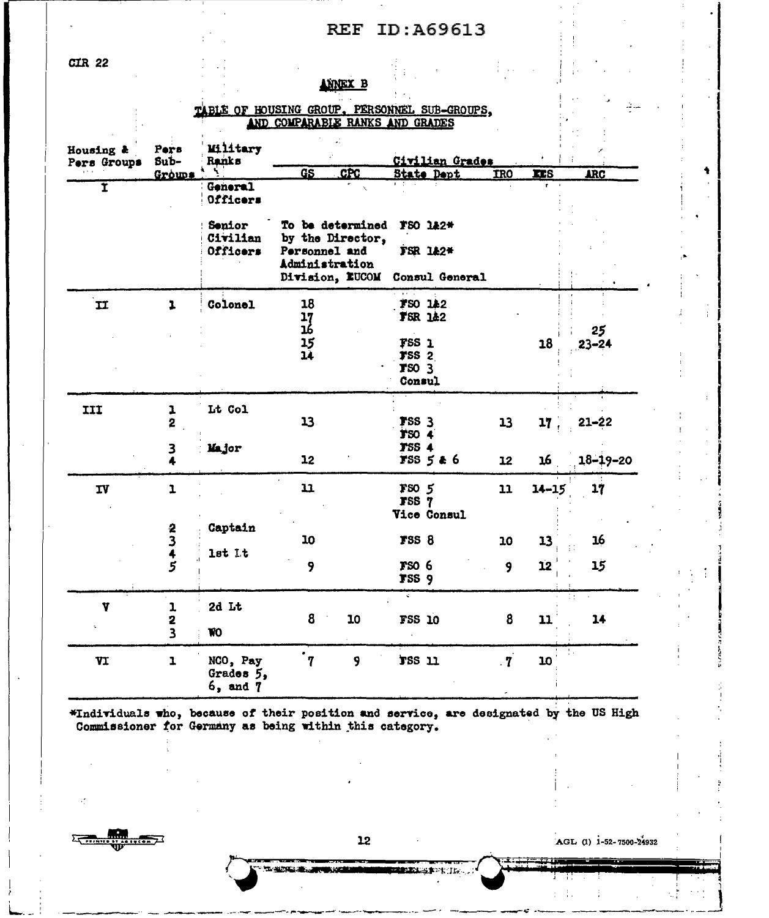CIR 22

## ANNEX B

### TABLE OF HOUSING GROUP, PERSONNEL SUB-GROUPS, AND COMPARABLE RANKS AND GRADES

| Housing & Pers Groups | Pers Sub-Groups | Military Ranks | Civilian Grades GS | CPC | State Dept | IRO | EES | ARC |
|---|---|---|---|---|---|---|---|---|
| I | | General Officers | | | | | | |
| | | Senior Civilian Officers | To be determined by the Director, Personnel and Administration Division, EUCOM | | FSO 1&2* FSR 1&2* Consul General | | | |
| II | 1 | Colonel | 18 17 16 15 14 | | FSO 1&2 FSR 1&2 FSS 1 FSS 2 FSO 3 Consul | | 18 | 25 23-24 |
| III | 1 2 | Lt Col | 13 | | FSS 3 FSO 4 | 13 | 17 | 21-22 |
| | 3 4 | Major | 12 | | FSS 4 FSS 5 & 6 | 12 | 16 | 18-19-20 |
| IV | 1 | | 11 | | FSO 5 FSS 7 Vice Consul | 11 | 14-15 | 17 |
| | 2 3 | Captain | 10 | | FSS 8 | 10 | 13 | 16 |
| | 4 5 | 1st Lt | 9 | | FSO 6 FSS 9 | 9 | 12 | 15 |
| V | 1 2 3 | 2d Lt WO | 8 | 10 | FSS 10 | 8 | 11 | 14 |
| VI | 1 | NCO, Pay Grades 5, 6, and 7 | 7 | 9 | FSS 11 | 7 | 10 | |

*Individuals who, because of their position and service, are designated by the US High Commissioner for Germany as being within this category.

AGL (1) 1-52-7500-24932